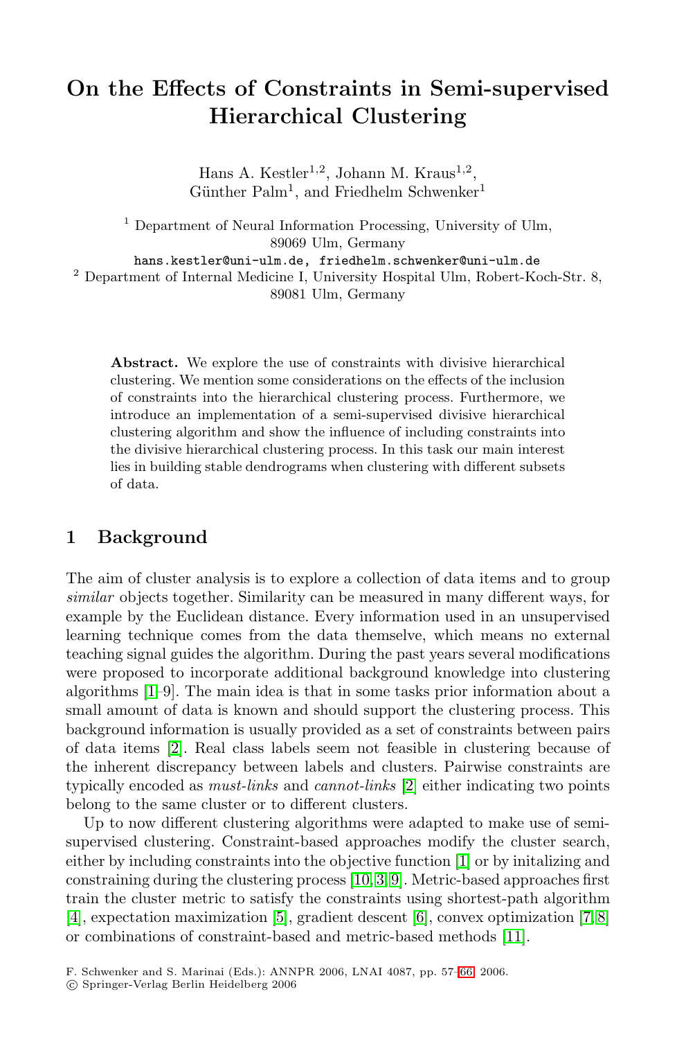# On the Effects of Constraints in Semi-supervised Hierarchical Clustering

Hans A. Kestler[1,2], Johann M. Kraus[1,2], Günther Palm[1], and Friedhelm Schwenker[1]

[1] Department of Neural Information Processing, University of Ulm, 89069 Ulm, Germany
hans.kestler@uni-ulm.de, friedhelm.schwenker@uni-ulm.de

[2] Department of Internal Medicine I, University Hospital Ulm, Robert-Koch-Str. 8, 89081 Ulm, Germany

**Abstract.** We explore the use of constraints with divisive hierarchical clustering. We mention some considerations on the effects of the inclusion of constraints into the hierarchical clustering process. Furthermore, we introduce an implementation of a semi-supervised divisive hierarchical clustering algorithm and show the influence of including constraints into the divisive hierarchical clustering process. In this task our main interest lies in building stable dendrograms when clustering with different subsets of data.

## 1 Background

The aim of cluster analysis is to explore a collection of data items and to group *similar* objects together. Similarity can be measured in many different ways, for example by the Euclidean distance. Every information used in an unsupervised learning technique comes from the data themselve, which means no external teaching signal guides the algorithm. During the past years several modifications were proposed to incorporate additional background knowledge into clustering algorithms [1–9]. The main idea is that in some tasks prior information about a small amount of data is known and should support the clustering process. This background information is usually provided as a set of constraints between pairs of data items [2]. Real class labels seem not feasible in clustering because of the inherent discrepancy between labels and clusters. Pairwise constraints are typically encoded as *must-links* and *cannot-links* [2] either indicating two points belong to the same cluster or to different clusters.

Up to now different clustering algorithms were adapted to make use of semi-supervised clustering. Constraint-based approaches modify the cluster search, either by including constraints into the objective function [1] or by initalizing and constraining during the clustering process [10, 3, 9]. Metric-based approaches first train the cluster metric to satisfy the constraints using shortest-path algorithm [4], expectation maximization [5], gradient descent [6], convex optimization [7, 8] or combinations of constraint-based and metric-based methods [11].

F. Schwenker and S. Marinai (Eds.): ANNPR 2006, LNAI 4087, pp. 57–66, 2006.
© Springer-Verlag Berlin Heidelberg 2006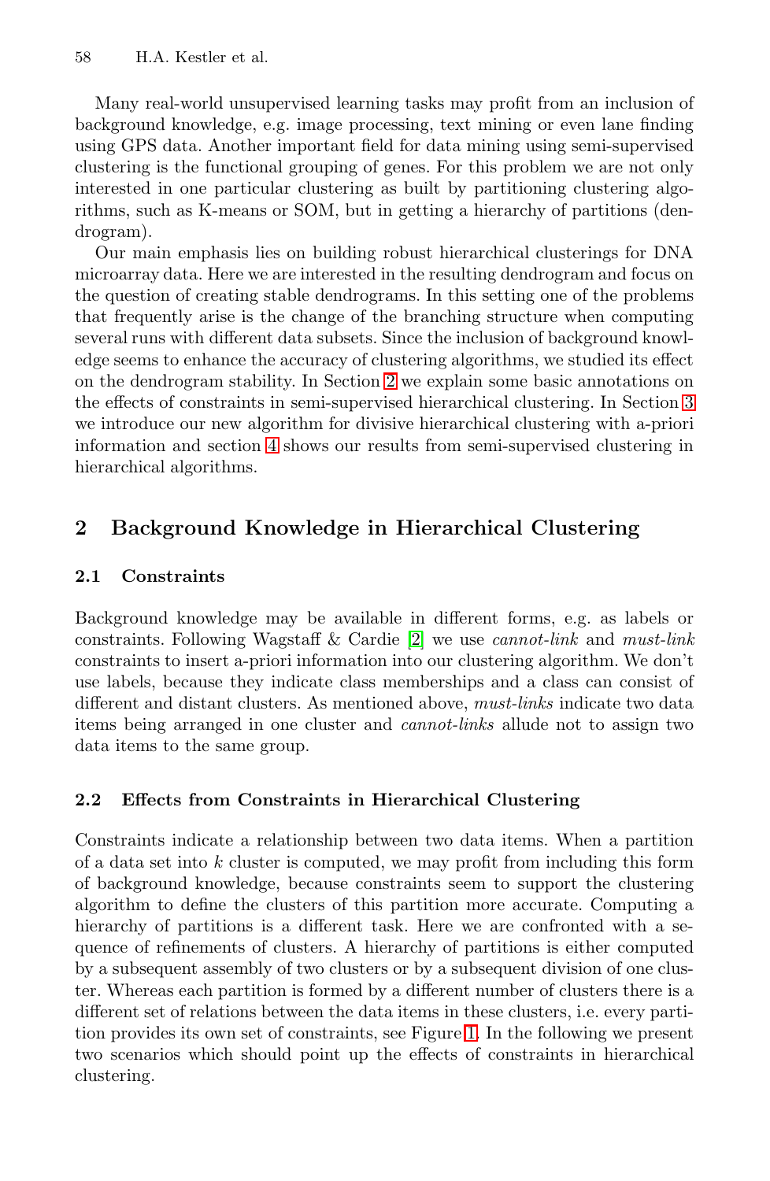Many real-world unsupervised learning tasks may profit from an inclusion of background knowledge, e.g. image processing, text mining or even lane finding using GPS data. Another important field for data mining using semi-supervised clustering is the functional grouping of genes. For this problem we are not only interested in one particular clustering as built by partitioning clustering algorithms, such as K-means or SOM, but in getting a hierarchy of partitions (dendrogram).

Our main emphasis lies on building robust hierarchical clusterings for DNA microarray data. Here we are interested in the resulting dendrogram and focus on the question of creating stable dendrograms. In this setting one of the problems that frequently arise is the change of the branching structure when computing several runs with different data subsets. Since the inclusion of background knowledge seems to enhance the accuracy of clustering algorithms, we studied its effect on the dendrogram stability. In Section 2 we explain some basic annotations on the effects of constraints in semi-supervised hierarchical clustering. In Section 3 we introduce our new algorithm for divisive hierarchical clustering with a-priori information and section 4 shows our results from semi-supervised clustering in hierarchical algorithms.

## 2 Background Knowledge in Hierarchical Clustering

### 2.1 Constraints

Background knowledge may be available in different forms, e.g. as labels or constraints. Following Wagstaff & Cardie [2] we use *cannot-link* and *must-link* constraints to insert a-priori information into our clustering algorithm. We don't use labels, because they indicate class memberships and a class can consist of different and distant clusters. As mentioned above, *must-links* indicate two data items being arranged in one cluster and *cannot-links* allude not to assign two data items to the same group.

### 2.2 Effects from Constraints in Hierarchical Clustering

Constraints indicate a relationship between two data items. When a partition of a data set into $k$ cluster is computed, we may profit from including this form of background knowledge, because constraints seem to support the clustering algorithm to define the clusters of this partition more accurate. Computing a hierarchy of partitions is a different task. Here we are confronted with a sequence of refinements of clusters. A hierarchy of partitions is either computed by a subsequent assembly of two clusters or by a subsequent division of one cluster. Whereas each partition is formed by a different number of clusters there is a different set of relations between the data items in these clusters, i.e. every partition provides its own set of constraints, see Figure 1. In the following we present two scenarios which should point up the effects of constraints in hierarchical clustering.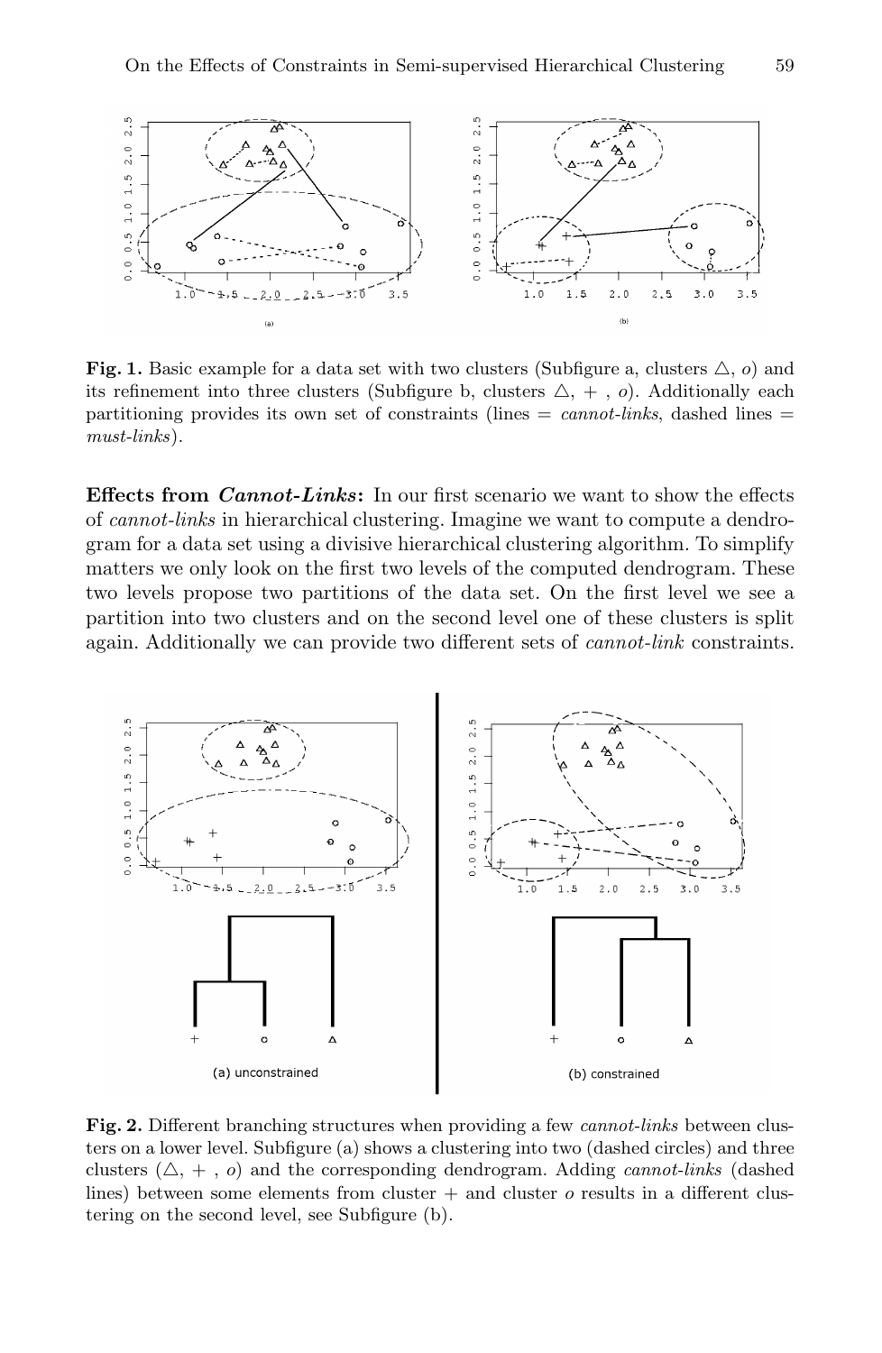**Fig. 1.** Basic example for a data set with two clusters (Subfigure a, clusters △, *o*) and its refinement into three clusters (Subfigure b, clusters △, + , *o*). Additionally each partitioning provides its own set of constraints (lines = *cannot-links*, dashed lines = *must-links*).

**Effects from *Cannot-Links*:** In our first scenario we want to show the effects of *cannot-links* in hierarchical clustering. Imagine we want to compute a dendrogram for a data set using a divisive hierarchical clustering algorithm. To simplify matters we only look on the first two levels of the computed dendrogram. These two levels propose two partitions of the data set. On the first level we see a partition into two clusters and on the second level one of these clusters is split again. Additionally we can provide two different sets of *cannot-link* constraints.

**Fig. 2.** Different branching structures when providing a few *cannot-links* between clusters on a lower level. Subfigure (a) shows a clustering into two (dashed circles) and three clusters (△, + , *o*) and the corresponding dendrogram. Adding *cannot-links* (dashed lines) between some elements from cluster + and cluster *o* results in a different clustering on the second level, see Subfigure (b).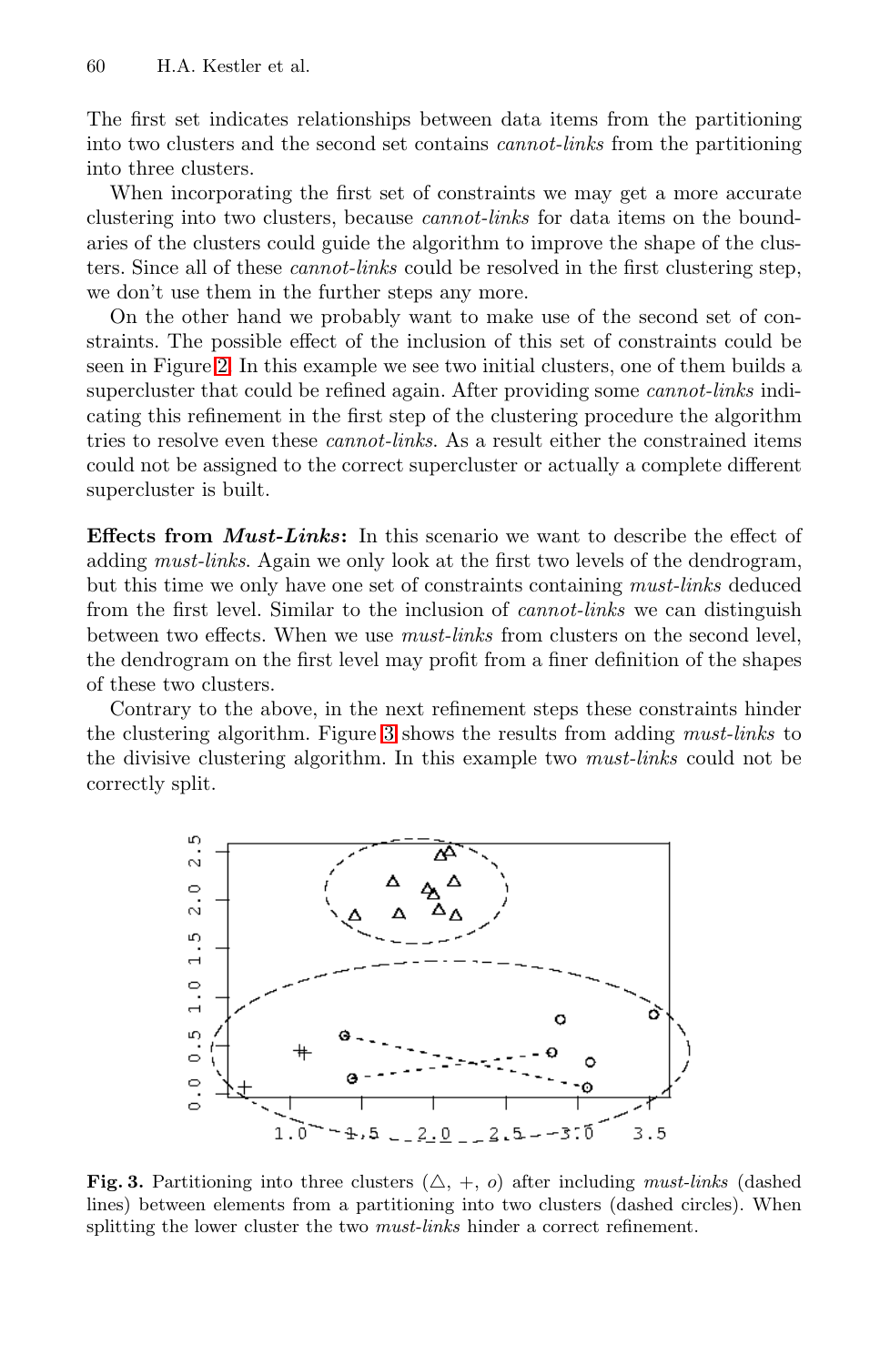The first set indicates relationships between data items from the partitioning into two clusters and the second set contains *cannot-links* from the partitioning into three clusters.

When incorporating the first set of constraints we may get a more accurate clustering into two clusters, because *cannot-links* for data items on the boundaries of the clusters could guide the algorithm to improve the shape of the clusters. Since all of these *cannot-links* could be resolved in the first clustering step, we don't use them in the further steps any more.

On the other hand we probably want to make use of the second set of constraints. The possible effect of the inclusion of this set of constraints could be seen in Figure 2. In this example we see two initial clusters, one of them builds a supercluster that could be refined again. After providing some *cannot-links* indicating this refinement in the first step of the clustering procedure the algorithm tries to resolve even these *cannot-links*. As a result either the constrained items could not be assigned to the correct supercluster or actually a complete different supercluster is built.

**Effects from *Must-Links*:** In this scenario we want to describe the effect of adding *must-links*. Again we only look at the first two levels of the dendrogram, but this time we only have one set of constraints containing *must-links* deduced from the first level. Similar to the inclusion of *cannot-links* we can distinguish between two effects. When we use *must-links* from clusters on the second level, the dendrogram on the first level may profit from a finer definition of the shapes of these two clusters.

Contrary to the above, in the next refinement steps these constraints hinder the clustering algorithm. Figure 3 shows the results from adding *must-links* to the divisive clustering algorithm. In this example two *must-links* could not be correctly split.

0.0 0.5 1.0 1.5 2.0 2.5

1.0 1.5 2.0 2.5 3.0 3.5

**Fig. 3.** Partitioning into three clusters (△, +, *o*) after including *must-links* (dashed lines) between elements from a partitioning into two clusters (dashed circles). When splitting the lower cluster the two *must-links* hinder a correct refinement.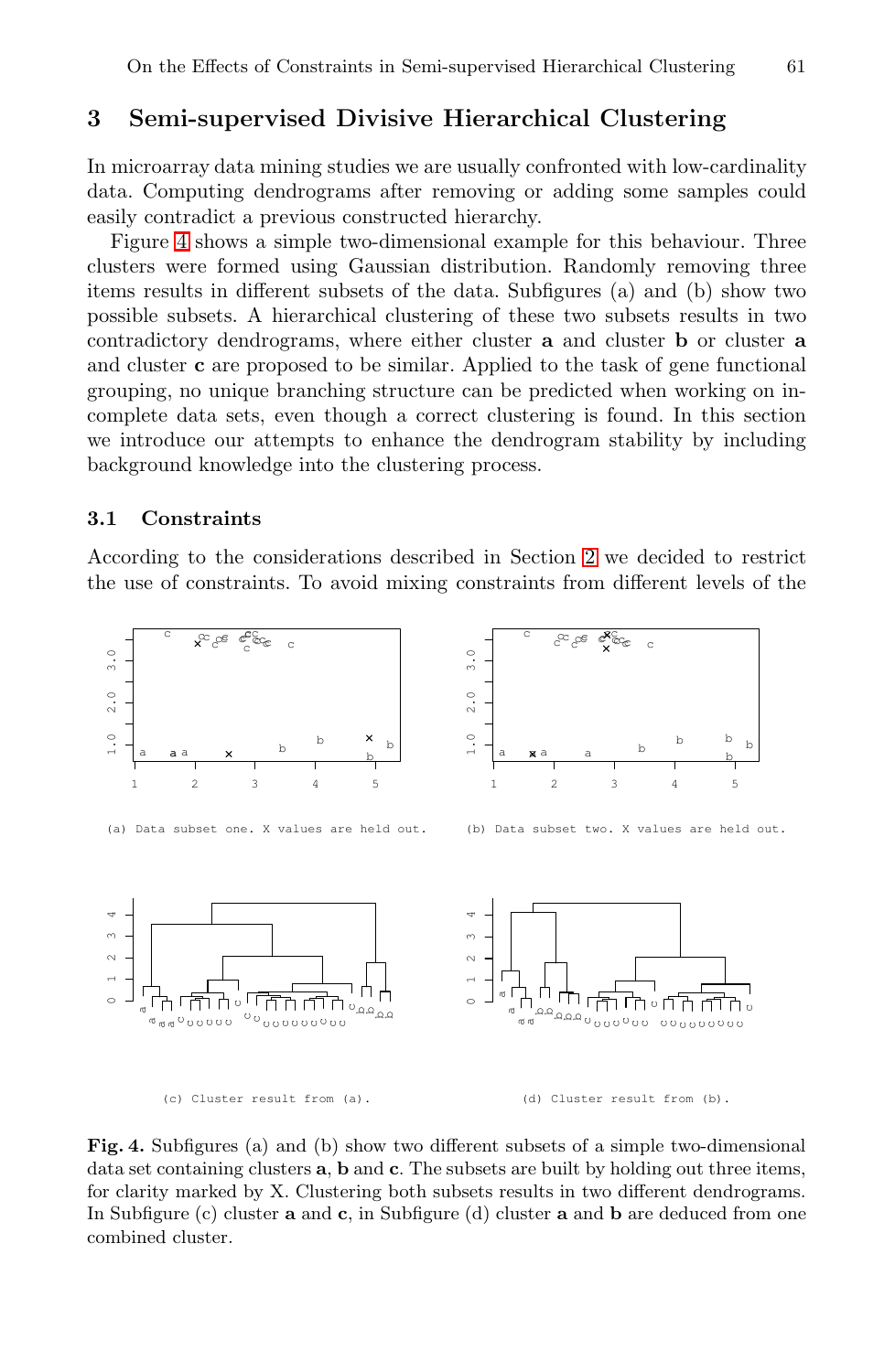## 3 Semi-supervised Divisive Hierarchical Clustering

In microarray data mining studies we are usually confronted with low-cardinality data. Computing dendrograms after removing or adding some samples could easily contradict a previous constructed hierarchy.

Figure 4 shows a simple two-dimensional example for this behaviour. Three clusters were formed using Gaussian distribution. Randomly removing three items results in different subsets of the data. Subfigures (a) and (b) show two possible subsets. A hierarchical clustering of these two subsets results in two contradictory dendrograms, where either cluster **a** and cluster **b** or cluster **a** and cluster **c** are proposed to be similar. Applied to the task of gene functional grouping, no unique branching structure can be predicted when working on incomplete data sets, even though a correct clustering is found. In this section we introduce our attempts to enhance the dendrogram stability by including background knowledge into the clustering process.

### 3.1 Constraints

According to the considerations described in Section 2 we decided to restrict the use of constraints. To avoid mixing constraints from different levels of the

(a) Data subset one. X values are held out.

(b) Data subset two. X values are held out.

(c) Cluster result from (a).

(d) Cluster result from (b).

**Fig. 4.** Subfigures (a) and (b) show two different subsets of a simple two-dimensional data set containing clusters **a**, **b** and **c**. The subsets are built by holding out three items, for clarity marked by X. Clustering both subsets results in two different dendrograms. In Subfigure (c) cluster **a** and **c**, in Subfigure (d) cluster **a** and **b** are deduced from one combined cluster.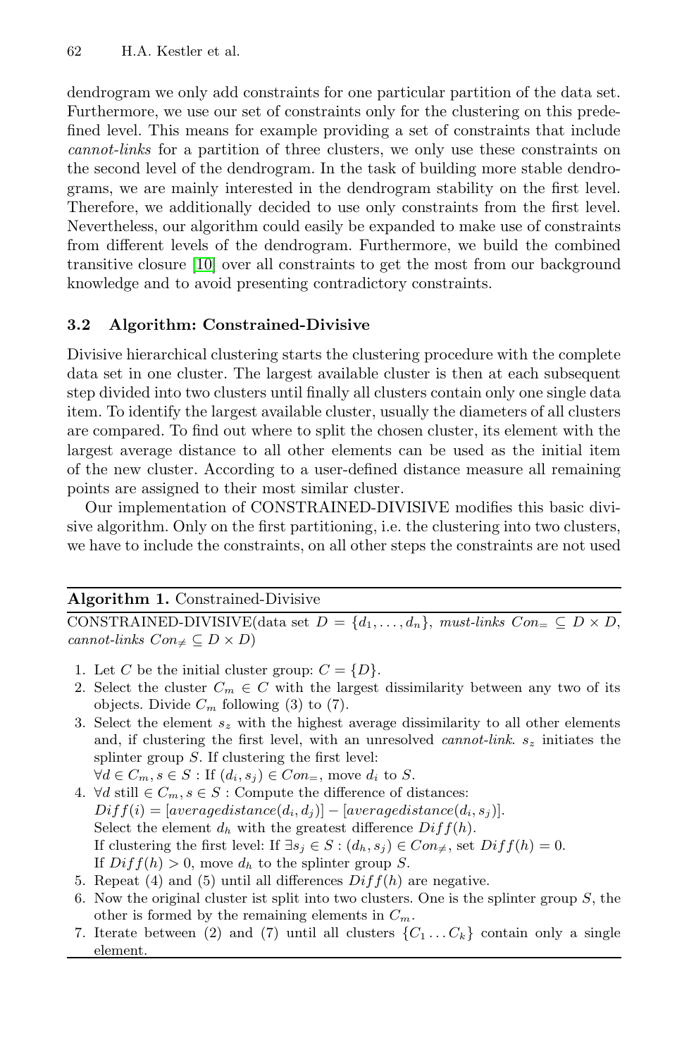dendrogram we only add constraints for one particular partition of the data set. Furthermore, we use our set of constraints only for the clustering on this predefined level. This means for example providing a set of constraints that include *cannot-links* for a partition of three clusters, we only use these constraints on the second level of the dendrogram. In the task of building more stable dendrograms, we are mainly interested in the dendrogram stability on the first level. Therefore, we additionally decided to use only constraints from the first level. Nevertheless, our algorithm could easily be expanded to make use of constraints from different levels of the dendrogram. Furthermore, we build the combined transitive closure [10] over all constraints to get the most from our background knowledge and to avoid presenting contradictory constraints.

### 3.2 Algorithm: Constrained-Divisive

Divisive hierarchical clustering starts the clustering procedure with the complete data set in one cluster. The largest available cluster is then at each subsequent step divided into two clusters until finally all clusters contain only one single data item. To identify the largest available cluster, usually the diameters of all clusters are compared. To find out where to split the chosen cluster, its element with the largest average distance to all other elements can be used as the initial item of the new cluster. According to a user-defined distance measure all remaining points are assigned to their most similar cluster.

Our implementation of CONSTRAINED-DIVISIVE modifies this basic divisive algorithm. Only on the first partitioning, i.e. the clustering into two clusters, we have to include the constraints, on all other steps the constraints are not used

---

**Algorithm 1.** Constrained-Divisive

CONSTRAINED-DIVISIVE(data set $D = \{d_1, \ldots, d_n\}$, *must-links* $Con_{=} \subseteq D \times D$, *cannot-links* $Con_{\neq} \subseteq D \times D$)

1. Let $C$ be the initial cluster group: $C = \{D\}$.
2. Select the cluster $C_m \in C$ with the largest dissimilarity between any two of its objects. Divide $C_m$ following (3) to (7).
3. Select the element $s_z$ with the highest average dissimilarity to all other elements and, if clustering the first level, with an unresolved *cannot-link*. $s_z$ initiates the splinter group $S$. If clustering the first level:
   $\forall d \in C_m, s \in S$ : If $(d_i, s_j) \in Con_{=}$, move $d_i$ to $S$.
4. $\forall d$ still $\in C_m, s \in S$ : Compute the difference of distances:
   $Diff(i) = [averagedistance(d_i, d_j)] - [averagedistance(d_i, s_j)]$.
   Select the element $d_h$ with the greatest difference $Diff(h)$.
   If clustering the first level: If $\exists s_j \in S : (d_h, s_j) \in Con_{\neq}$, set $Diff(h) = 0$.
   If $Diff(h) > 0$, move $d_h$ to the splinter group $S$.
5. Repeat (4) and (5) until all differences $Diff(h)$ are negative.
6. Now the original cluster ist split into two clusters. One is the splinter group $S$, the other is formed by the remaining elements in $C_m$.
7. Iterate between (2) and (7) until all clusters $\{C_1 \ldots C_k\}$ contain only a single element.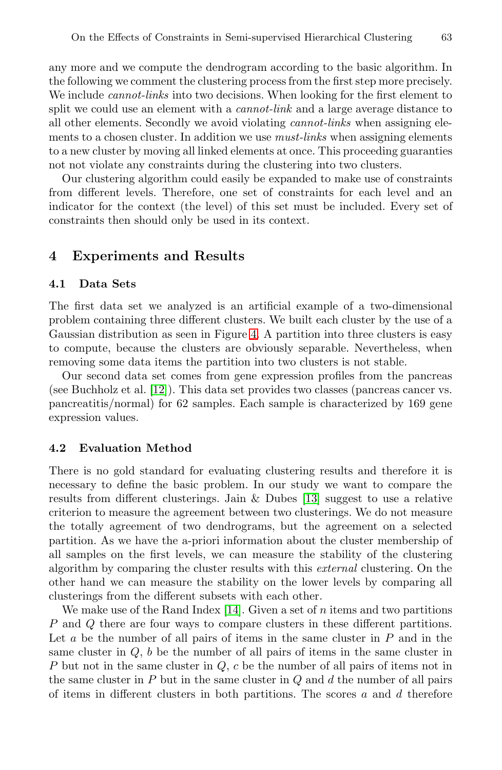any more and we compute the dendrogram according to the basic algorithm. In the following we comment the clustering process from the first step more precisely. We include *cannot-links* into two decisions. When looking for the first element to split we could use an element with a *cannot-link* and a large average distance to all other elements. Secondly we avoid violating *cannot-links* when assigning elements to a chosen cluster. In addition we use *must-links* when assigning elements to a new cluster by moving all linked elements at once. This proceeding guaranties not not violate any constraints during the clustering into two clusters.

Our clustering algorithm could easily be expanded to make use of constraints from different levels. Therefore, one set of constraints for each level and an indicator for the context (the level) of this set must be included. Every set of constraints then should only be used in its context.

## 4 Experiments and Results

### 4.1 Data Sets

The first data set we analyzed is an artificial example of a two-dimensional problem containing three different clusters. We built each cluster by the use of a Gaussian distribution as seen in Figure 4. A partition into three clusters is easy to compute, because the clusters are obviously separable. Nevertheless, when removing some data items the partition into two clusters is not stable.

Our second data set comes from gene expression profiles from the pancreas (see Buchholz et al. [12]). This data set provides two classes (pancreas cancer vs. pancreatitis/normal) for 62 samples. Each sample is characterized by 169 gene expression values.

### 4.2 Evaluation Method

There is no gold standard for evaluating clustering results and therefore it is necessary to define the basic problem. In our study we want to compare the results from different clusterings. Jain & Dubes [13] suggest to use a relative criterion to measure the agreement between two clusterings. We do not measure the totally agreement of two dendrograms, but the agreement on a selected partition. As we have the a-priori information about the cluster membership of all samples on the first levels, we can measure the stability of the clustering algorithm by comparing the cluster results with this *external* clustering. On the other hand we can measure the stability on the lower levels by comparing all clusterings from the different subsets with each other.

We make use of the Rand Index [14]. Given a set of $n$ items and two partitions $P$ and $Q$ there are four ways to compare clusters in these different partitions. Let $a$ be the number of all pairs of items in the same cluster in $P$ and in the same cluster in $Q$, $b$ be the number of all pairs of items in the same cluster in $P$ but not in the same cluster in $Q$, $c$ be the number of all pairs of items not in the same cluster in $P$ but in the same cluster in $Q$ and $d$ the number of all pairs of items in different clusters in both partitions. The scores $a$ and $d$ therefore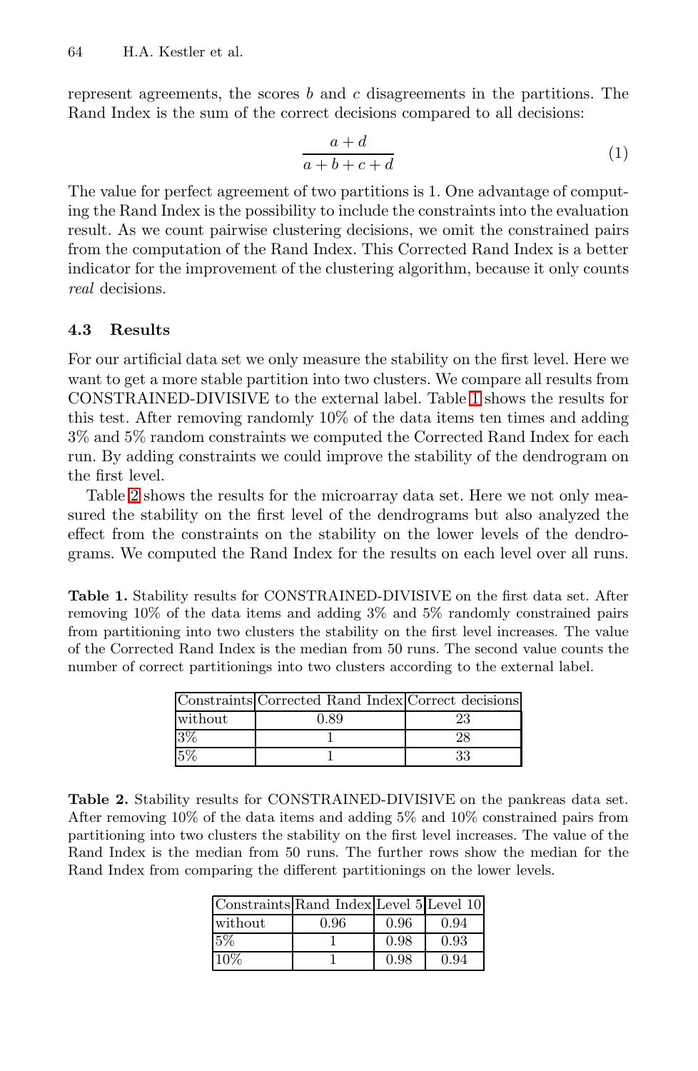represent agreements, the scores $b$ and $c$ disagreements in the partitions. The Rand Index is the sum of the correct decisions compared to all decisions:

$$\frac{a+d}{a+b+c+d} \tag{1}$$

The value for perfect agreement of two partitions is 1. One advantage of computing the Rand Index is the possibility to include the constraints into the evaluation result. As we count pairwise clustering decisions, we omit the constrained pairs from the computation of the Rand Index. This Corrected Rand Index is a better indicator for the improvement of the clustering algorithm, because it only counts *real* decisions.

### 4.3 Results

For our artificial data set we only measure the stability on the first level. Here we want to get a more stable partition into two clusters. We compare all results from CONSTRAINED-DIVISIVE to the external label. Table 1 shows the results for this test. After removing randomly 10% of the data items ten times and adding 3% and 5% random constraints we computed the Corrected Rand Index for each run. By adding constraints we could improve the stability of the dendrogram on the first level.

Table 2 shows the results for the microarray data set. Here we not only measured the stability on the first level of the dendrograms but also analyzed the effect from the constraints on the stability on the lower levels of the dendrograms. We computed the Rand Index for the results on each level over all runs.

**Table 1.** Stability results for CONSTRAINED-DIVISIVE on the first data set. After removing 10% of the data items and adding 3% and 5% randomly constrained pairs from partitioning into two clusters the stability on the first level increases. The value of the Corrected Rand Index is the median from 50 runs. The second value counts the number of correct partitionings into two clusters according to the external label.

| Constraints | Corrected Rand Index | Correct decisions |
|---|---|---|
| without | 0.89 | 23 |
| 3% | 1 | 28 |
| 5% | 1 | 33 |

**Table 2.** Stability results for CONSTRAINED-DIVISIVE on the pankreas data set. After removing 10% of the data items and adding 5% and 10% constrained pairs from partitioning into two clusters the stability on the first level increases. The value of the Rand Index is the median from 50 runs. The further rows show the median for the Rand Index from comparing the different partitionings on the lower levels.

| Constraints | Rand Index | Level 5 | Level 10 |
|---|---|---|---|
| without | 0.96 | 0.96 | 0.94 |
| 5% | 1 | 0.98 | 0.93 |
| 10% | 1 | 0.98 | 0.94 |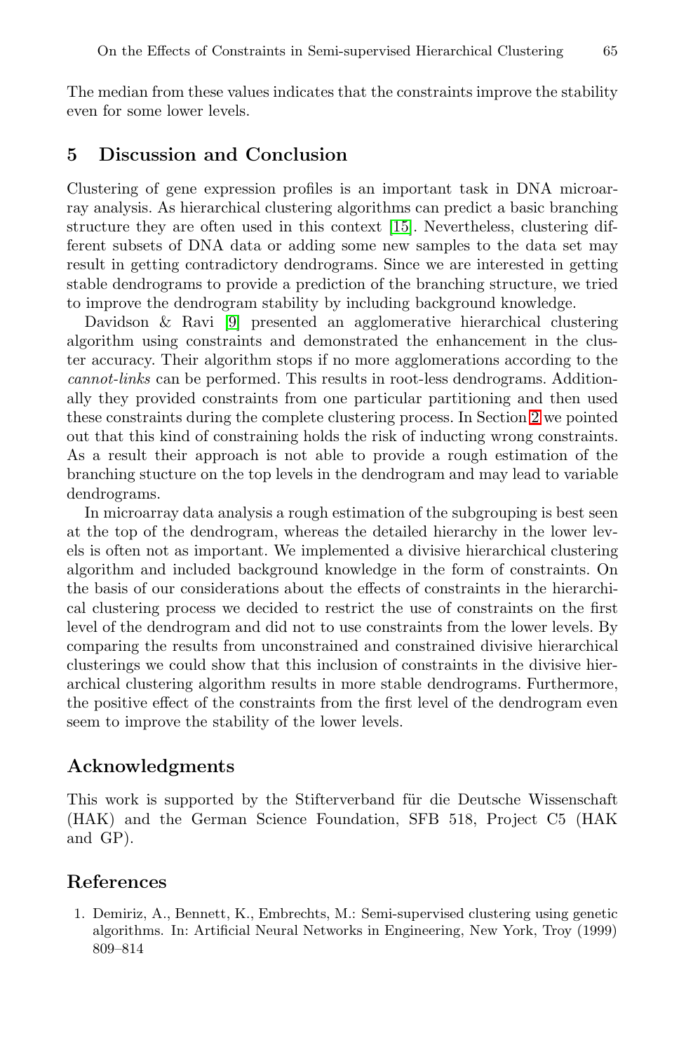The median from these values indicates that the constraints improve the stability even for some lower levels.

## 5 Discussion and Conclusion

Clustering of gene expression profiles is an important task in DNA microarray analysis. As hierarchical clustering algorithms can predict a basic branching structure they are often used in this context [15]. Nevertheless, clustering different subsets of DNA data or adding some new samples to the data set may result in getting contradictory dendrograms. Since we are interested in getting stable dendrograms to provide a prediction of the branching structure, we tried to improve the dendrogram stability by including background knowledge.

Davidson & Ravi [9] presented an agglomerative hierarchical clustering algorithm using constraints and demonstrated the enhancement in the cluster accuracy. Their algorithm stops if no more agglomerations according to the *cannot-links* can be performed. This results in root-less dendrograms. Additionally they provided constraints from one particular partitioning and then used these constraints during the complete clustering process. In Section 2 we pointed out that this kind of constraining holds the risk of inducting wrong constraints. As a result their approach is not able to provide a rough estimation of the branching stucture on the top levels in the dendrogram and may lead to variable dendrograms.

In microarray data analysis a rough estimation of the subgrouping is best seen at the top of the dendrogram, whereas the detailed hierarchy in the lower levels is often not as important. We implemented a divisive hierarchical clustering algorithm and included background knowledge in the form of constraints. On the basis of our considerations about the effects of constraints in the hierarchical clustering process we decided to restrict the use of constraints on the first level of the dendrogram and did not to use constraints from the lower levels. By comparing the results from unconstrained and constrained divisive hierarchical clusterings we could show that this inclusion of constraints in the divisive hierarchical clustering algorithm results in more stable dendrograms. Furthermore, the positive effect of the constraints from the first level of the dendrogram even seem to improve the stability of the lower levels.

## Acknowledgments

This work is supported by the Stifterverband für die Deutsche Wissenschaft (HAK) and the German Science Foundation, SFB 518, Project C5 (HAK and GP).

## References

1. Demiriz, A., Bennett, K., Embrechts, M.: Semi-supervised clustering using genetic algorithms. In: Artificial Neural Networks in Engineering, New York, Troy (1999) 809–814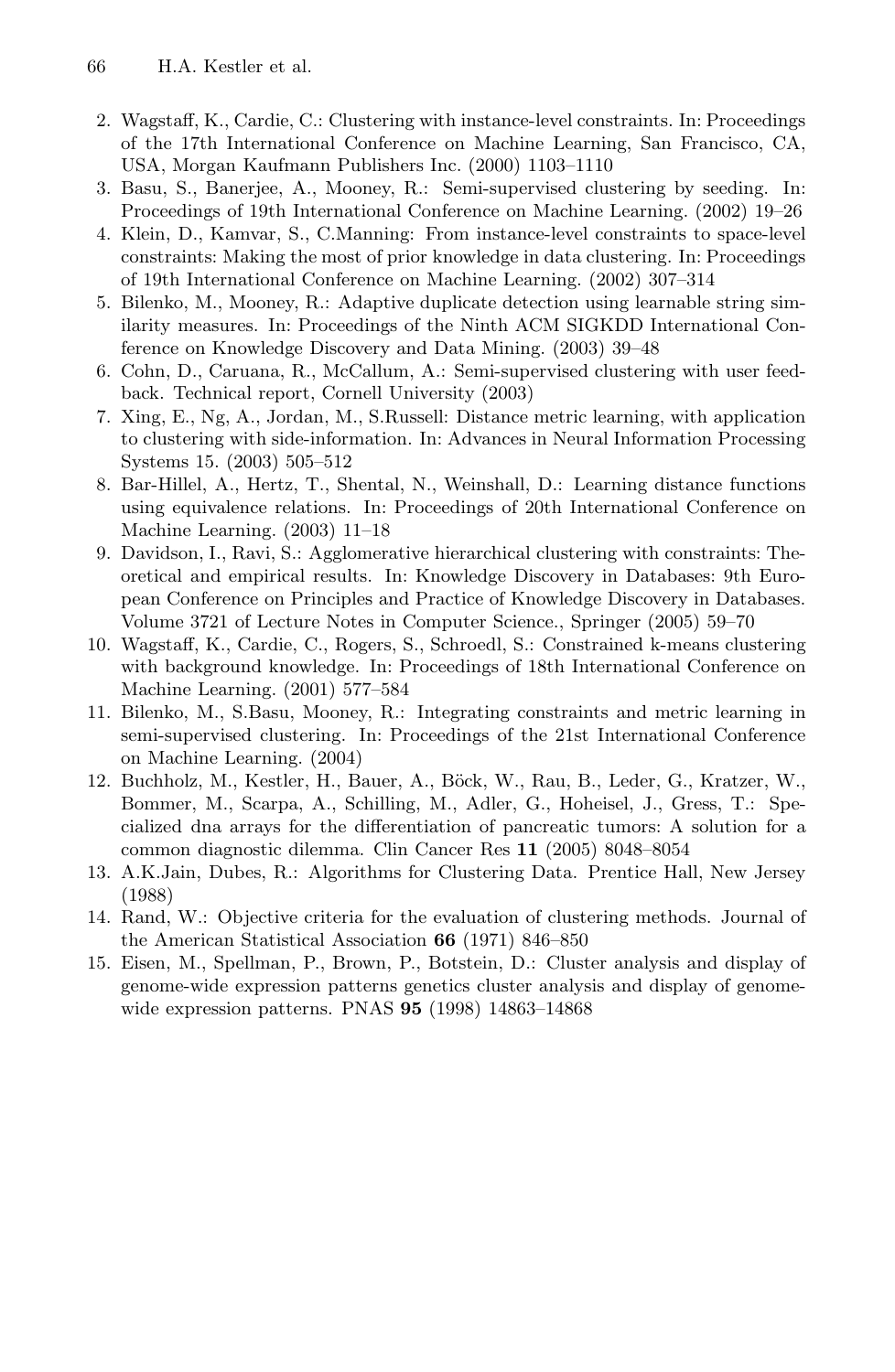2. Wagstaff, K., Cardie, C.: Clustering with instance-level constraints. In: Proceedings of the 17th International Conference on Machine Learning, San Francisco, CA, USA, Morgan Kaufmann Publishers Inc. (2000) 1103–1110
3. Basu, S., Banerjee, A., Mooney, R.: Semi-supervised clustering by seeding. In: Proceedings of 19th International Conference on Machine Learning. (2002) 19–26
4. Klein, D., Kamvar, S., C.Manning: From instance-level constraints to space-level constraints: Making the most of prior knowledge in data clustering. In: Proceedings of 19th International Conference on Machine Learning. (2002) 307–314
5. Bilenko, M., Mooney, R.: Adaptive duplicate detection using learnable string similarity measures. In: Proceedings of the Ninth ACM SIGKDD International Conference on Knowledge Discovery and Data Mining. (2003) 39–48
6. Cohn, D., Caruana, R., McCallum, A.: Semi-supervised clustering with user feedback. Technical report, Cornell University (2003)
7. Xing, E., Ng, A., Jordan, M., S.Russell: Distance metric learning, with application to clustering with side-information. In: Advances in Neural Information Processing Systems 15. (2003) 505–512
8. Bar-Hillel, A., Hertz, T., Shental, N., Weinshall, D.: Learning distance functions using equivalence relations. In: Proceedings of 20th International Conference on Machine Learning. (2003) 11–18
9. Davidson, I., Ravi, S.: Agglomerative hierarchical clustering with constraints: Theoretical and empirical results. In: Knowledge Discovery in Databases: 9th European Conference on Principles and Practice of Knowledge Discovery in Databases. Volume 3721 of Lecture Notes in Computer Science., Springer (2005) 59–70
10. Wagstaff, K., Cardie, C., Rogers, S., Schroedl, S.: Constrained k-means clustering with background knowledge. In: Proceedings of 18th International Conference on Machine Learning. (2001) 577–584
11. Bilenko, M., S.Basu, Mooney, R.: Integrating constraints and metric learning in semi-supervised clustering. In: Proceedings of the 21st International Conference on Machine Learning. (2004)
12. Buchholz, M., Kestler, H., Bauer, A., Böck, W., Rau, B., Leder, G., Kratzer, W., Bommer, M., Scarpa, A., Schilling, M., Adler, G., Hoheisel, J., Gress, T.: Specialized dna arrays for the differentiation of pancreatic tumors: A solution for a common diagnostic dilemma. Clin Cancer Res **11** (2005) 8048–8054
13. A.K.Jain, Dubes, R.: Algorithms for Clustering Data. Prentice Hall, New Jersey (1988)
14. Rand, W.: Objective criteria for the evaluation of clustering methods. Journal of the American Statistical Association **66** (1971) 846–850
15. Eisen, M., Spellman, P., Brown, P., Botstein, D.: Cluster analysis and display of genome-wide expression patterns genetics cluster analysis and display of genome-wide expression patterns. PNAS **95** (1998) 14863–14868